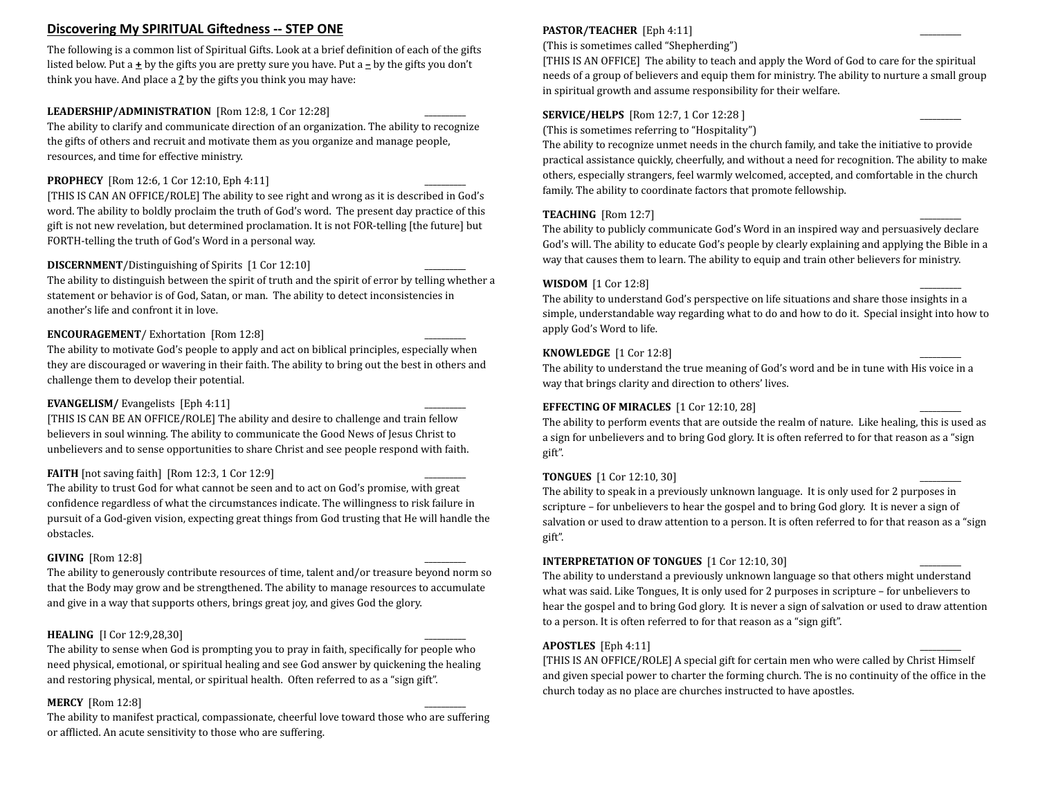## Discovering My SPIRITUAL Giftedness -- STEP ONE

The following is a common list of Spiritual Gifts. Look at a brief definition of each of the gifts listed below. Put a **+** by the gifts you are pretty sure you have. Put a **–** by the gifts you don't think you have. And place a **?** by the gifts you think you may have:

**LEADERSHIP/ADMINISTRATION** [Rom 12:8, 1 Cor 12:28] _________
The ability to clarify and communicate direction of an organization. The ability to recognize the gifts of others and recruit and motivate them as you organize and manage people, resources, and time for effective ministry.

**PROPHECY** [Rom 12:6, 1 Cor 12:10, Eph 4:11] _________
[THIS IS CAN AN OFFICE/ROLE] The ability to see right and wrong as it is described in God's word. The ability to boldly proclaim the truth of God's word. The present day practice of this gift is not new revelation, but determined proclamation. It is not FOR-telling [the future] but FORTH-telling the truth of God's Word in a personal way.

**DISCERNMENT**/Distinguishing of Spirits [1 Cor 12:10] _________
The ability to distinguish between the spirit of truth and the spirit of error by telling whether a statement or behavior is of God, Satan, or man. The ability to detect inconsistencies in another's life and confront it in love.

**ENCOURAGEMENT**/ Exhortation [Rom 12:8] _________
The ability to motivate God's people to apply and act on biblical principles, especially when they are discouraged or wavering in their faith. The ability to bring out the best in others and challenge them to develop their potential.

**EVANGELISM/** Evangelists [Eph 4:11] _________
[THIS IS CAN BE AN OFFICE/ROLE] The ability and desire to challenge and train fellow believers in soul winning. The ability to communicate the Good News of Jesus Christ to unbelievers and to sense opportunities to share Christ and see people respond with faith.

**FAITH** [not saving faith] [Rom 12:3, 1 Cor 12:9] _________
The ability to trust God for what cannot be seen and to act on God's promise, with great confidence regardless of what the circumstances indicate. The willingness to risk failure in pursuit of a God-given vision, expecting great things from God trusting that He will handle the obstacles.

**GIVING** [Rom 12:8] _________
The ability to generously contribute resources of time, talent and/or treasure beyond norm so that the Body may grow and be strengthened. The ability to manage resources to accumulate and give in a way that supports others, brings great joy, and gives God the glory.

**HEALING** [I Cor 12:9,28,30] _________
The ability to sense when God is prompting you to pray in faith, specifically for people who need physical, emotional, or spiritual healing and see God answer by quickening the healing and restoring physical, mental, or spiritual health. Often referred to as a "sign gift".

**MERCY** [Rom 12:8] _________
The ability to manifest practical, compassionate, cheerful love toward those who are suffering or afflicted. An acute sensitivity to those who are suffering.

**PASTOR/TEACHER** [Eph 4:11] _________
(This is sometimes called "Shepherding")
[THIS IS AN OFFICE] The ability to teach and apply the Word of God to care for the spiritual needs of a group of believers and equip them for ministry. The ability to nurture a small group in spiritual growth and assume responsibility for their welfare.

**SERVICE/HELPS** [Rom 12:7, 1 Cor 12:28 ] _________
(This is sometimes referring to "Hospitality")
The ability to recognize unmet needs in the church family, and take the initiative to provide practical assistance quickly, cheerfully, and without a need for recognition. The ability to make others, especially strangers, feel warmly welcomed, accepted, and comfortable in the church family. The ability to coordinate factors that promote fellowship.

**TEACHING** [Rom 12:7] _________
The ability to publicly communicate God's Word in an inspired way and persuasively declare God's will. The ability to educate God's people by clearly explaining and applying the Bible in a way that causes them to learn. The ability to equip and train other believers for ministry.

**WISDOM** [1 Cor 12:8] _________
The ability to understand God's perspective on life situations and share those insights in a simple, understandable way regarding what to do and how to do it. Special insight into how to apply God's Word to life.

**KNOWLEDGE** [1 Cor 12:8] _________
The ability to understand the true meaning of God's word and be in tune with His voice in a way that brings clarity and direction to others' lives.

**EFFECTING OF MIRACLES** [1 Cor 12:10, 28] _________
The ability to perform events that are outside the realm of nature. Like healing, this is used as a sign for unbelievers and to bring God glory. It is often referred to for that reason as a "sign gift".

**TONGUES** [1 Cor 12:10, 30] _________
The ability to speak in a previously unknown language. It is only used for 2 purposes in scripture – for unbelievers to hear the gospel and to bring God glory. It is never a sign of salvation or used to draw attention to a person. It is often referred to for that reason as a "sign gift".

**INTERPRETATION OF TONGUES** [1 Cor 12:10, 30] _________
The ability to understand a previously unknown language so that others might understand what was said. Like Tongues, It is only used for 2 purposes in scripture – for unbelievers to hear the gospel and to bring God glory. It is never a sign of salvation or used to draw attention to a person. It is often referred to for that reason as a "sign gift".

**APOSTLES** [Eph 4:11] _________
[THIS IS AN OFFICE/ROLE] A special gift for certain men who were called by Christ Himself and given special power to charter the forming church. The is no continuity of the office in the church today as no place are churches instructed to have apostles.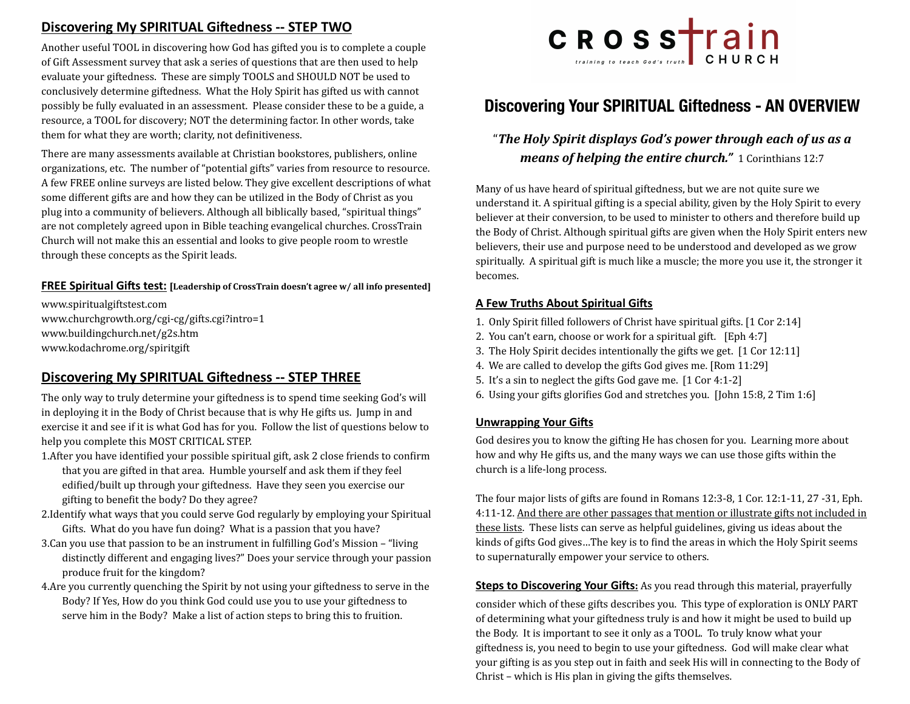## Discovering My SPIRITUAL Giftedness -- STEP TWO

Another useful TOOL in discovering how God has gifted you is to complete a couple of Gift Assessment survey that ask a series of questions that are then used to help evaluate your giftedness. These are simply TOOLS and SHOULD NOT be used to conclusively determine giftedness. What the Holy Spirit has gifted us with cannot possibly be fully evaluated in an assessment. Please consider these to be a guide, a resource, a TOOL for discovery; NOT the determining factor. In other words, take them for what they are worth; clarity, not definitiveness.

There are many assessments available at Christian bookstores, publishers, online organizations, etc. The number of "potential gifts" varies from resource to resource. A few FREE online surveys are listed below. They give excellent descriptions of what some different gifts are and how they can be utilized in the Body of Christ as you plug into a community of believers. Although all biblically based, "spiritual things" are not completely agreed upon in Bible teaching evangelical churches. CrossTrain Church will not make this an essential and looks to give people room to wrestle through these concepts as the Spirit leads.

**FREE Spiritual Gifts test: [Leadership of CrossTrain doesn't agree w/ all info presented]**

www.spiritualgiftstest.com
www.churchgrowth.org/cgi-cg/gifts.cgi?intro=1
www.buildingchurch.net/g2s.htm
www.kodachrome.org/spiritgift

## Discovering My SPIRITUAL Giftedness -- STEP THREE

The only way to truly determine your giftedness is to spend time seeking God's will in deploying it in the Body of Christ because that is why He gifts us. Jump in and exercise it and see if it is what God has for you. Follow the list of questions below to help you complete this MOST CRITICAL STEP.

1. After you have identified your possible spiritual gift, ask 2 close friends to confirm that you are gifted in that area. Humble yourself and ask them if they feel edified/built up through your giftedness. Have they seen you exercise our gifting to benefit the body? Do they agree?
2. Identify what ways that you could serve God regularly by employing your Spiritual Gifts. What do you have fun doing? What is a passion that you have?
3. Can you use that passion to be an instrument in fulfilling God's Mission – "living distinctly different and engaging lives?" Does your service through your passion produce fruit for the kingdom?
4. Are you currently quenching the Spirit by not using your giftedness to serve in the Body? If Yes, How do you think God could use you to use your giftedness to serve him in the Body? Make a list of action steps to bring this to fruition.

CROSSTrain CHURCH
training to teach God's truth

# Discovering Your SPIRITUAL Giftedness - AN OVERVIEW

"***The Holy Spirit displays God's power through each of us as a means of helping the entire church."*** 1 Corinthians 12:7

Many of us have heard of spiritual giftedness, but we are not quite sure we understand it. A spiritual gifting is a special ability, given by the Holy Spirit to every believer at their conversion, to be used to minister to others and therefore build up the Body of Christ. Although spiritual gifts are given when the Holy Spirit enters new believers, their use and purpose need to be understood and developed as we grow spiritually. A spiritual gift is much like a muscle; the more you use it, the stronger it becomes.

### A Few Truths About Spiritual Gifts

1. Only Spirit filled followers of Christ have spiritual gifts. [1 Cor 2:14]
2. You can't earn, choose or work for a spiritual gift. [Eph 4:7]
3. The Holy Spirit decides intentionally the gifts we get. [1 Cor 12:11]
4. We are called to develop the gifts God gives me. [Rom 11:29]
5. It's a sin to neglect the gifts God gave me. [1 Cor 4:1-2]
6. Using your gifts glorifies God and stretches you. [John 15:8, 2 Tim 1:6]

### Unwrapping Your Gifts

God desires you to know the gifting He has chosen for you. Learning more about how and why He gifts us, and the many ways we can use those gifts within the church is a life-long process.

The four major lists of gifts are found in Romans 12:3-8, 1 Cor. 12:1-11, 27 -31, Eph. 4:11-12. <u>And there are other passages that mention or illustrate gifts not included in these lists</u>. These lists can serve as helpful guidelines, giving us ideas about the kinds of gifts God gives…The key is to find the areas in which the Holy Spirit seems to supernaturally empower your service to others.

**Steps to Discovering Your Gifts:** As you read through this material, prayerfully consider which of these gifts describes you. This type of exploration is ONLY PART of determining what your giftedness truly is and how it might be used to build up the Body. It is important to see it only as a TOOL. To truly know what your giftedness is, you need to begin to use your giftedness. God will make clear what your gifting is as you step out in faith and seek His will in connecting to the Body of Christ – which is His plan in giving the gifts themselves.